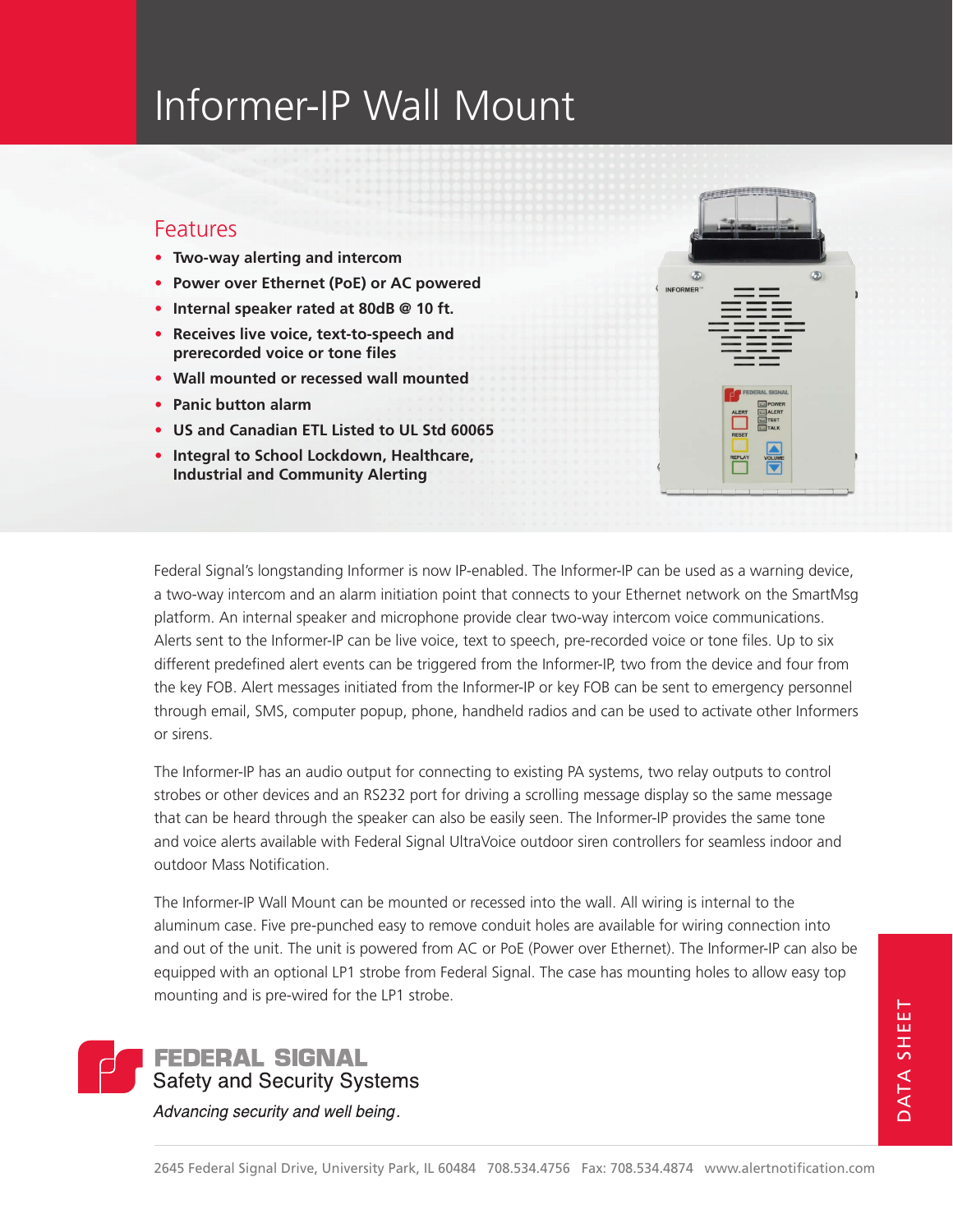# Informer-IP Wall Mount

## Features

- **Two-way alerting and intercom**
- **Power over Ethernet (PoE) or AC powered**
- **Internal speaker rated at 80dB @ 10 ft.**
- **Receives live voice, text-to-speech and prerecorded voice or tone files**
- **Wall mounted or recessed wall mounted**
- **Panic button alarm**
- **US and Canadian ETL Listed to UL Std 60065**
- **Integral to School Lockdown, Healthcare, Industrial and Community Alerting**

Federal Signal's longstanding Informer is now IP-enabled. The Informer-IP can be used as a warning device, a two-way intercom and an alarm initiation point that connects to your Ethernet network on the SmartMsg platform. An internal speaker and microphone provide clear two-way intercom voice communications. Alerts sent to the Informer-IP can be live voice, text to speech, pre-recorded voice or tone files. Up to six different predefined alert events can be triggered from the Informer-IP, two from the device and four from the key FOB. Alert messages initiated from the Informer-IP or key FOB can be sent to emergency personnel through email, SMS, computer popup, phone, handheld radios and can be used to activate other Informers or sirens.

The Informer-IP has an audio output for connecting to existing PA systems, two relay outputs to control strobes or other devices and an RS232 port for driving a scrolling message display so the same message that can be heard through the speaker can also be easily seen. The Informer-IP provides the same tone and voice alerts available with Federal Signal UltraVoice outdoor siren controllers for seamless indoor and outdoor Mass Notification.

The Informer-IP Wall Mount can be mounted or recessed into the wall. All wiring is internal to the aluminum case. Five pre-punched easy to remove conduit holes are available for wiring connection into and out of the unit. The unit is powered from AC or PoE (Power over Ethernet). The Informer-IP can also be equipped with an optional LP1 strobe from Federal Signal. The case has mounting holes to allow easy top mounting and is pre-wired for the LP1 strobe.

**FEDERAL SIGNAL**
Safety and Security Systems

*Advancing security and well being.*

DATA SHEET

2645 Federal Signal Drive, University Park, IL 60484 708.534.4756 Fax: 708.534.4874 www.alertnotification.com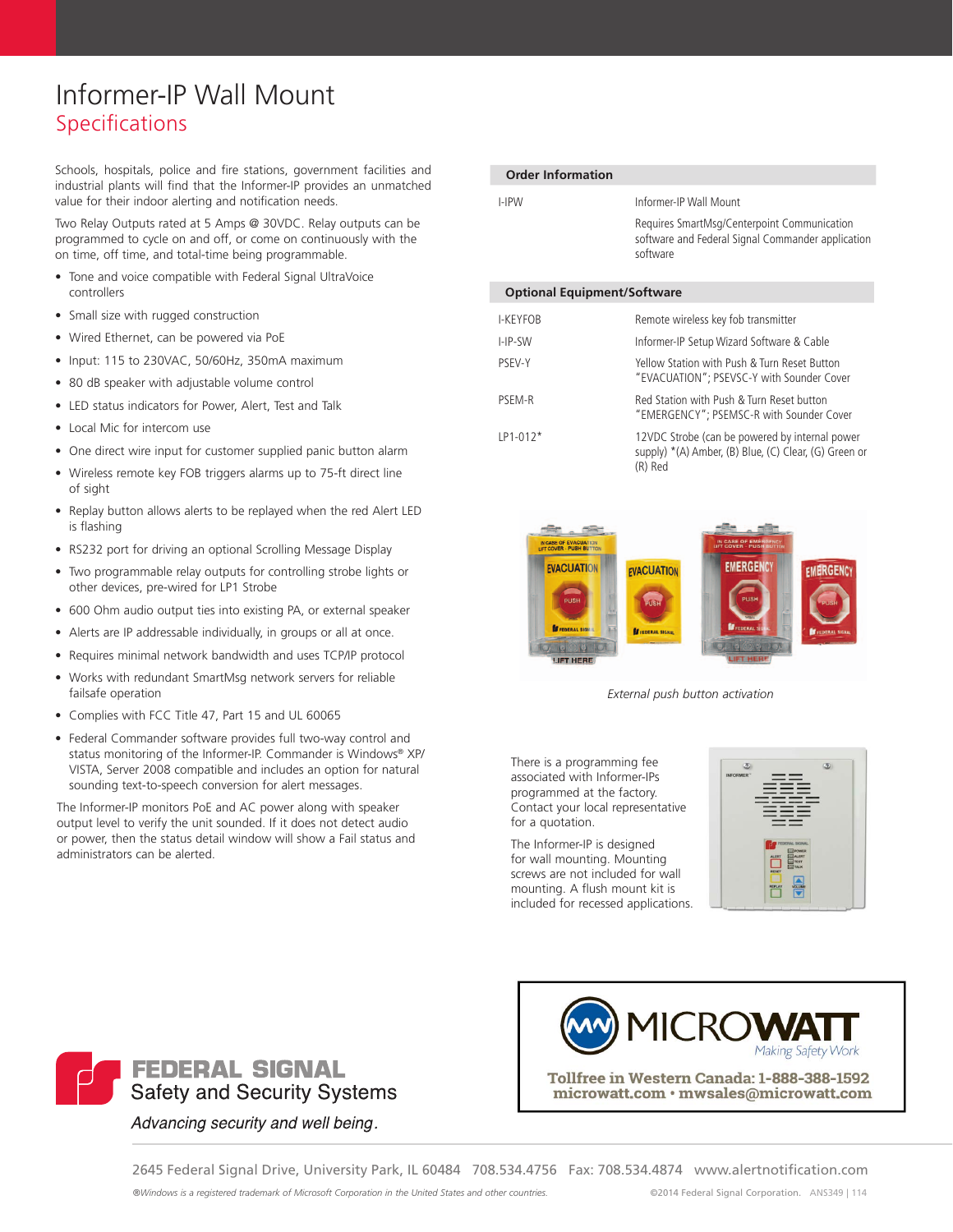# Informer-IP Wall Mount

## Specifications

Schools, hospitals, police and fire stations, government facilities and industrial plants will find that the Informer-IP provides an unmatched value for their indoor alerting and notification needs.

Two Relay Outputs rated at 5 Amps @ 30VDC. Relay outputs can be programmed to cycle on and off, or come on continuously with the on time, off time, and total-time being programmable.

- Tone and voice compatible with Federal Signal UltraVoice controllers
- Small size with rugged construction
- Wired Ethernet, can be powered via PoE
- Input: 115 to 230VAC, 50/60Hz, 350mA maximum
- 80 dB speaker with adjustable volume control
- LED status indicators for Power, Alert, Test and Talk
- Local Mic for intercom use
- One direct wire input for customer supplied panic button alarm
- Wireless remote key FOB triggers alarms up to 75-ft direct line of sight
- Replay button allows alerts to be replayed when the red Alert LED is flashing
- RS232 port for driving an optional Scrolling Message Display
- Two programmable relay outputs for controlling strobe lights or other devices, pre-wired for LP1 Strobe
- 600 Ohm audio output ties into existing PA, or external speaker
- Alerts are IP addressable individually, in groups or all at once.
- Requires minimal network bandwidth and uses TCP/IP protocol
- Works with redundant SmartMsg network servers for reliable failsafe operation
- Complies with FCC Title 47, Part 15 and UL 60065
- Federal Commander software provides full two-way control and status monitoring of the Informer-IP. Commander is Windows® XP/ VISTA, Server 2008 compatible and includes an option for natural sounding text-to-speech conversion for alert messages.

The Informer-IP monitors PoE and AC power along with speaker output level to verify the unit sounded. If it does not detect audio or power, then the status detail window will show a Fail status and administrators can be alerted.

### Order Information

| | |
|---|---|
| I-IPW | Informer-IP Wall Mount<br>Requires SmartMsg/Centerpoint Communication software and Federal Signal Commander application software |

### Optional Equipment/Software

| | |
|---|---|
| I-KEYFOB | Remote wireless key fob transmitter |
| I-IP-SW | Informer-IP Setup Wizard Software & Cable |
| PSEV-Y | Yellow Station with Push & Turn Reset Button "EVACUATION"; PSEVSC-Y with Sounder Cover |
| PSEM-R | Red Station with Push & Turn Reset button "EMERGENCY"; PSEMSC-R with Sounder Cover |
| LP1-012* | 12VDC Strobe (can be powered by internal power supply) *(A) Amber, (B) Blue, (C) Clear, (G) Green or (R) Red |

*External push button activation*

There is a programming fee associated with Informer-IPs programmed at the factory. Contact your local representative for a quotation.

The Informer-IP is designed for wall mounting. Mounting screws are not included for wall mounting. A flush mount kit is included for recessed applications.

**MICROWATT** — Making Safety Work

**Tollfree in Western Canada: 1-888-388-1592**
**microwatt.com • mwsales@microwatt.com**

**FEDERAL SIGNAL**
Safety and Security Systems

*Advancing security and well being.*

2645 Federal Signal Drive, University Park, IL 60484 708.534.4756 Fax: 708.534.4874 www.alertnotification.com

*®Windows is a registered trademark of Microsoft Corporation in the United States and other countries.*

©2014 Federal Signal Corporation. ANS349 | 114